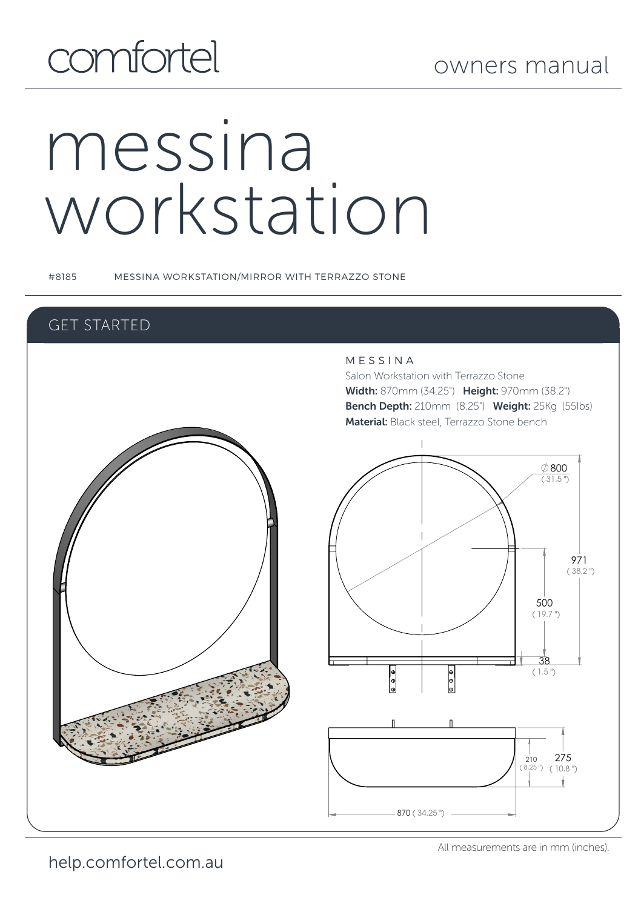comfortel

owners manual

# messina workstation

#8185 MESSINA WORKSTATION/MIRROR WITH TERRAZZO STONE

## GET STARTED

MESSINA

Salon Workstation with Terrazzo Stone

**Width:** 870mm (34.25") **Height:** 970mm (38.2")

**Bench Depth:** 210mm (8.25") **Weight:** 25Kg (55lbs)

**Material:** Black steel, Terrazzo Stone bench

Ø800 (31.5")

971 (38.2")

500 (19.7")

38 (1.5")

210 (8.25")

275 (10.8")

870 (34.25")

All measurements are in mm (inches).

help.comfortel.com.au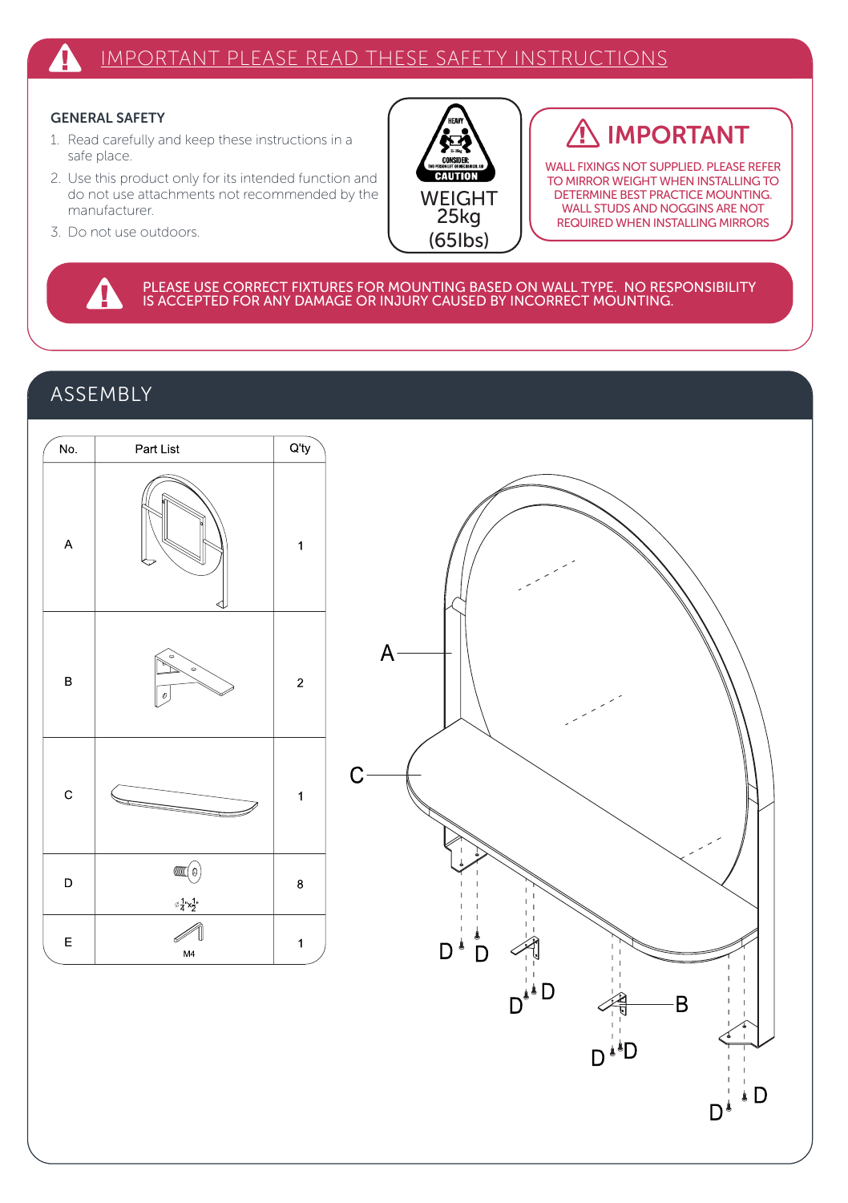## IMPORTANT PLEASE READ THESE SAFETY INSTRUCTIONS

### GENERAL SAFETY

1. Read carefully and keep these instructions in a safe place.
2. Use this product only for its intended function and do not use attachments not recommended by the manufacturer.
3. Do not use outdoors.

HEAVY
CONSIDER: TWO PERSON LIFT OR MECHANICAL AID
CAUTION

WEIGHT
25kg
(65lbs)

### IMPORTANT

WALL FIXINGS NOT SUPPLIED. PLEASE REFER TO MIRROR WEIGHT WHEN INSTALLING TO DETERMINE BEST PRACTICE MOUNTING. WALL STUDS AND NOGGINS ARE NOT REQUIRED WHEN INSTALLING MIRRORS

PLEASE USE CORRECT FIXTURES FOR MOUNTING BASED ON WALL TYPE. NO RESPONSIBILITY IS ACCEPTED FOR ANY DAMAGE OR INJURY CAUSED BY INCORRECT MOUNTING.

## ASSEMBLY

| No. | Part List | Q'ty |
|---|---|---|
| A | | 1 |
| B | | 2 |
| C | | 1 |
| D | $\phi\frac{1}{4}$"x$\frac{1}{2}$" | 8 |
| E | M4 | 1 |

A
C
D D
D D
B
D D
D D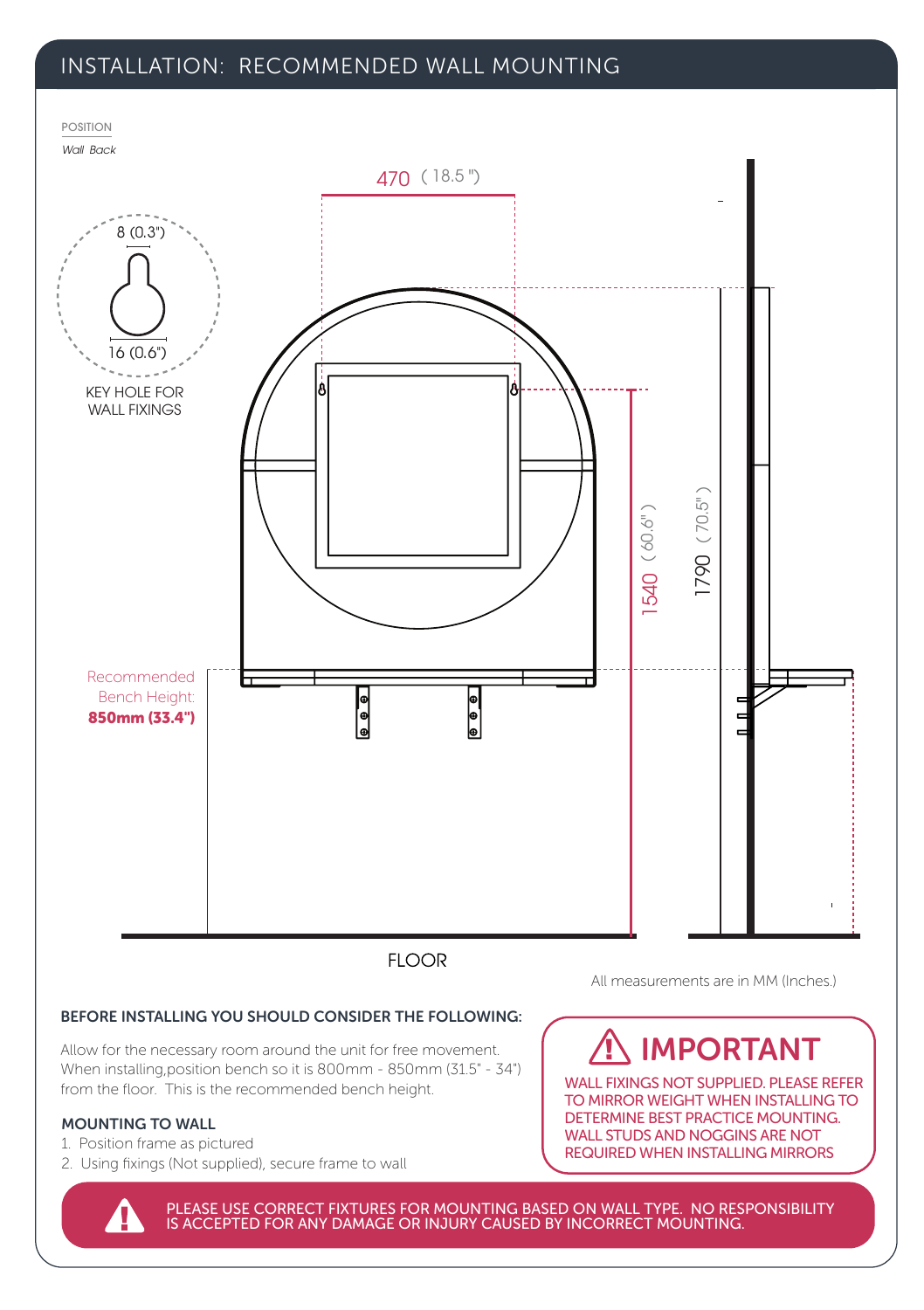# INSTALLATION: RECOMMENDED WALL MOUNTING

POSITION

*Wall Back*

470 ( 18.5 ")

8 (0.3")

16 (0.6")

KEY HOLE FOR WALL FIXINGS

Recommended Bench Height: **850mm (33.4")**

1540 ( 60.6" )

1790 ( 70.5" )

FLOOR

All measurements are in MM (Inches.)

### BEFORE INSTALLING YOU SHOULD CONSIDER THE FOLLOWING:

Allow for the necessary room around the unit for free movement. When installing,position bench so it is 800mm - 850mm (31.5" - 34") from the floor. This is the recommended bench height.

### MOUNTING TO WALL

1. Position frame as pictured
2. Using fixings (Not supplied), secure frame to wall

## ⚠ IMPORTANT

WALL FIXINGS NOT SUPPLIED. PLEASE REFER TO MIRROR WEIGHT WHEN INSTALLING TO DETERMINE BEST PRACTICE MOUNTING. WALL STUDS AND NOGGINS ARE NOT REQUIRED WHEN INSTALLING MIRRORS

PLEASE USE CORRECT FIXTURES FOR MOUNTING BASED ON WALL TYPE. NO RESPONSIBILITY IS ACCEPTED FOR ANY DAMAGE OR INJURY CAUSED BY INCORRECT MOUNTING.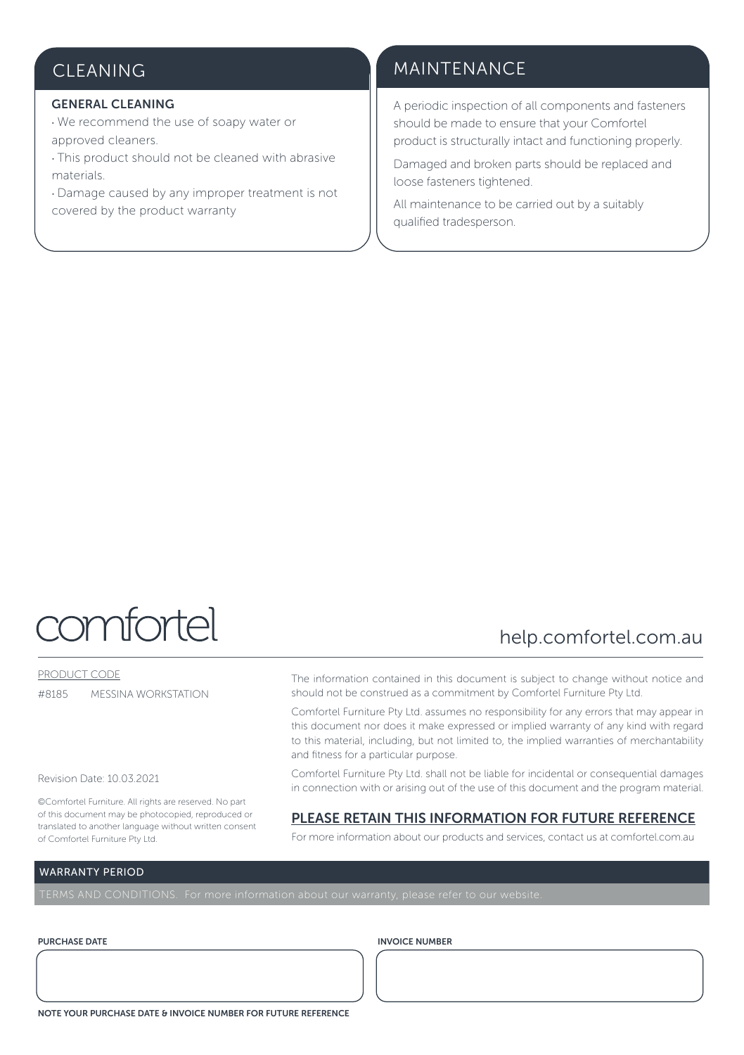## CLEANING

**GENERAL CLEANING**

- We recommend the use of soapy water or approved cleaners.
- This product should not be cleaned with abrasive materials.
- Damage caused by any improper treatment is not covered by the product warranty

## MAINTENANCE

A periodic inspection of all components and fasteners should be made to ensure that your Comfortel product is structurally intact and functioning properly.

Damaged and broken parts should be replaced and loose fasteners tightened.

All maintenance to be carried out by a suitably qualified tradesperson.

# comfortel

help.comfortel.com.au

PRODUCT CODE

#8185 MESSINA WORKSTATION

Revision Date: 10.03.2021

©Comfortel Furniture. All rights are reserved. No part of this document may be photocopied, reproduced or translated to another language without written consent of Comfortel Furniture Pty Ltd.

The information contained in this document is subject to change without notice and should not be construed as a commitment by Comfortel Furniture Pty Ltd.

Comfortel Furniture Pty Ltd. assumes no responsibility for any errors that may appear in this document nor does it make expressed or implied warranty of any kind with regard to this material, including, but not limited to, the implied warranties of merchantability and fitness for a particular purpose.

Comfortel Furniture Pty Ltd. shall not be liable for incidental or consequential damages in connection with or arising out of the use of this document and the program material.

**PLEASE RETAIN THIS INFORMATION FOR FUTURE REFERENCE**

For more information about our products and services, contact us at comfortel.com.au

**WARRANTY PERIOD**

TERMS AND CONDITIONS. For more information about our warranty, please refer to our website.

| PURCHASE DATE | INVOICE NUMBER |
| --- | --- |
| | |

**NOTE YOUR PURCHASE DATE & INVOICE NUMBER FOR FUTURE REFERENCE**